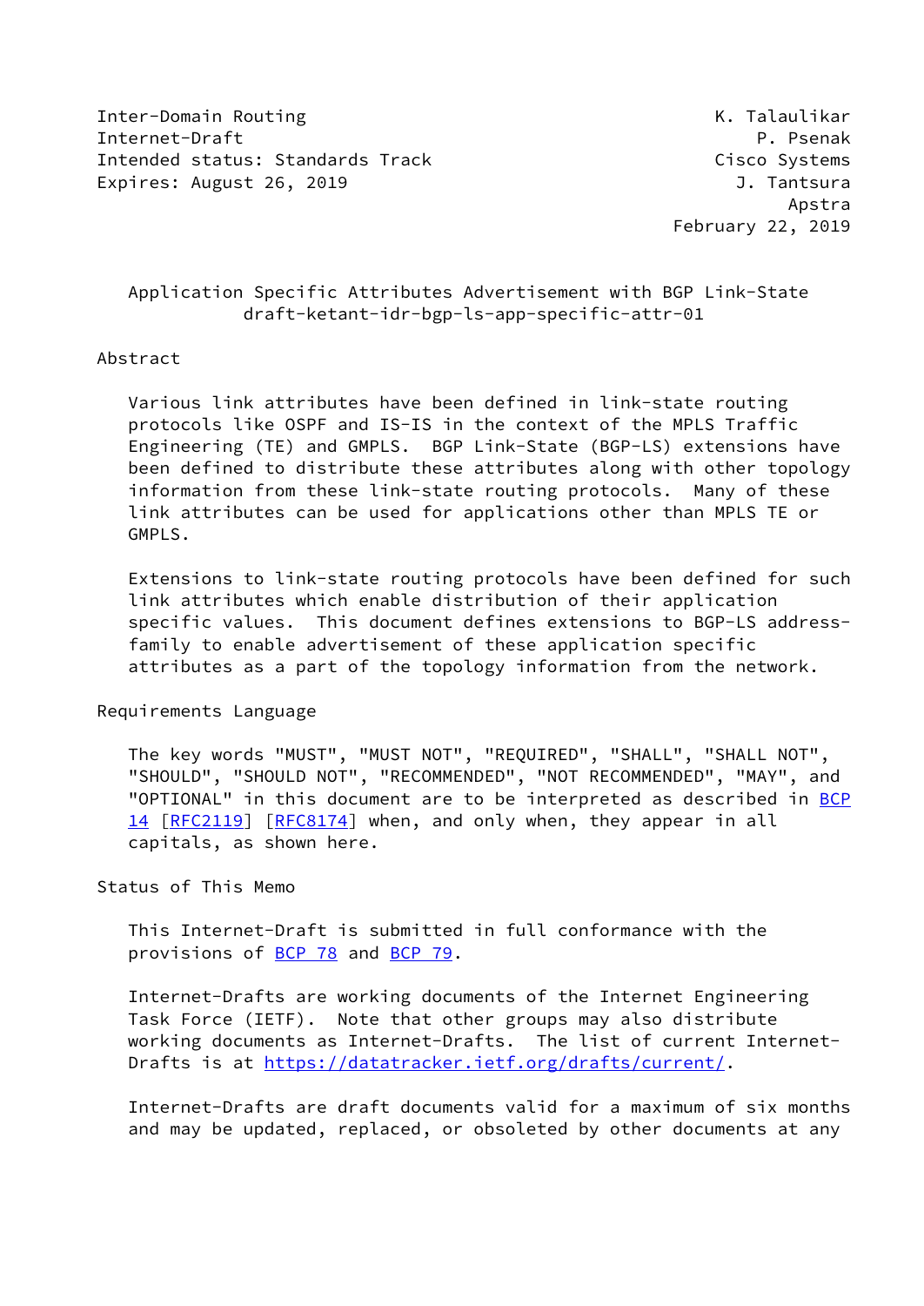Inter-Domain Routing K. Talaulikar
Internet-Draft P. Psenak
Intended status: Standards Track Cisco Systems
Expires: August 26, 2019 J. Tantsura
Apstra
February 22, 2019

# Application Specific Attributes Advertisement with BGP Link-State
draft-ketant-idr-bgp-ls-app-specific-attr-01

## Abstract

Various link attributes have been defined in link-state routing protocols like OSPF and IS-IS in the context of the MPLS Traffic Engineering (TE) and GMPLS. BGP Link-State (BGP-LS) extensions have been defined to distribute these attributes along with other topology information from these link-state routing protocols. Many of these link attributes can be used for applications other than MPLS TE or GMPLS.

Extensions to link-state routing protocols have been defined for such link attributes which enable distribution of their application specific values. This document defines extensions to BGP-LS address-family to enable advertisement of these application specific attributes as a part of the topology information from the network.

## Requirements Language

The key words "MUST", "MUST NOT", "REQUIRED", "SHALL", "SHALL NOT", "SHOULD", "SHOULD NOT", "RECOMMENDED", "NOT RECOMMENDED", "MAY", and "OPTIONAL" in this document are to be interpreted as described in BCP 14 [RFC2119] [RFC8174] when, and only when, they appear in all capitals, as shown here.

## Status of This Memo

This Internet-Draft is submitted in full conformance with the provisions of BCP 78 and BCP 79.

Internet-Drafts are working documents of the Internet Engineering Task Force (IETF). Note that other groups may also distribute working documents as Internet-Drafts. The list of current Internet-Drafts is at https://datatracker.ietf.org/drafts/current/.

Internet-Drafts are draft documents valid for a maximum of six months and may be updated, replaced, or obsoleted by other documents at any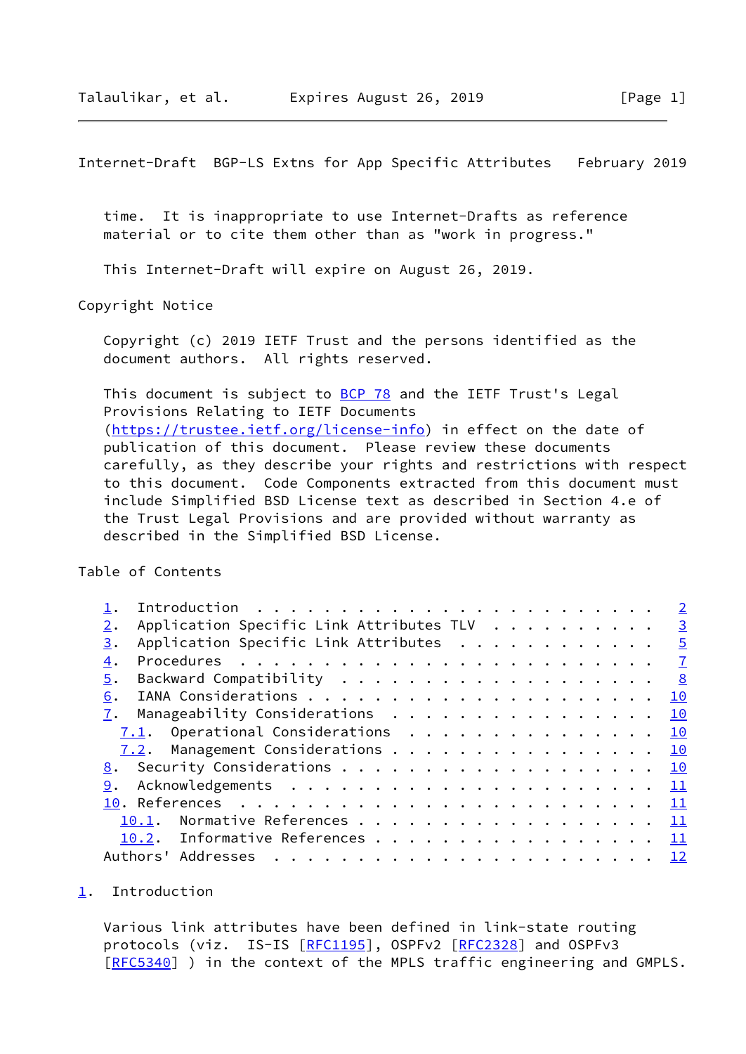time. It is inappropriate to use Internet-Drafts as reference material or to cite them other than as "work in progress."

This Internet-Draft will expire on August 26, 2019.

Copyright Notice

Copyright (c) 2019 IETF Trust and the persons identified as the document authors. All rights reserved.

This document is subject to BCP 78 and the IETF Trust's Legal Provisions Relating to IETF Documents (https://trustee.ietf.org/license-info) in effect on the date of publication of this document. Please review these documents carefully, as they describe your rights and restrictions with respect to this document. Code Components extracted from this document must include Simplified BSD License text as described in Section 4.e of the Trust Legal Provisions and are provided without warranty as described in the Simplified BSD License.

Table of Contents

- 1. Introduction . . . . . . . . . . . . . . . . . . . . . . . . 2
- 2. Application Specific Link Attributes TLV . . . . . . . . . . 3
- 3. Application Specific Link Attributes . . . . . . . . . . . . 5
- 4. Procedures . . . . . . . . . . . . . . . . . . . . . . . . . 7
- 5. Backward Compatibility . . . . . . . . . . . . . . . . . . . 8
- 6. IANA Considerations . . . . . . . . . . . . . . . . . . . . . 10
- 7. Manageability Considerations . . . . . . . . . . . . . . . . 10
  - 7.1. Operational Considerations . . . . . . . . . . . . . . . 10
  - 7.2. Management Considerations . . . . . . . . . . . . . . . . 10
- 8. Security Considerations . . . . . . . . . . . . . . . . . . . 10
- 9. Acknowledgements . . . . . . . . . . . . . . . . . . . . . . 11
- 10. References . . . . . . . . . . . . . . . . . . . . . . . . . 11
  - 10.1. Normative References . . . . . . . . . . . . . . . . . . 11
  - 10.2. Informative References . . . . . . . . . . . . . . . . . 11
- Authors' Addresses . . . . . . . . . . . . . . . . . . . . . . . 12

## 1. Introduction

Various link attributes have been defined in link-state routing protocols (viz. IS-IS [RFC1195], OSPFv2 [RFC2328] and OSPFv3 [RFC5340] ) in the context of the MPLS traffic engineering and GMPLS.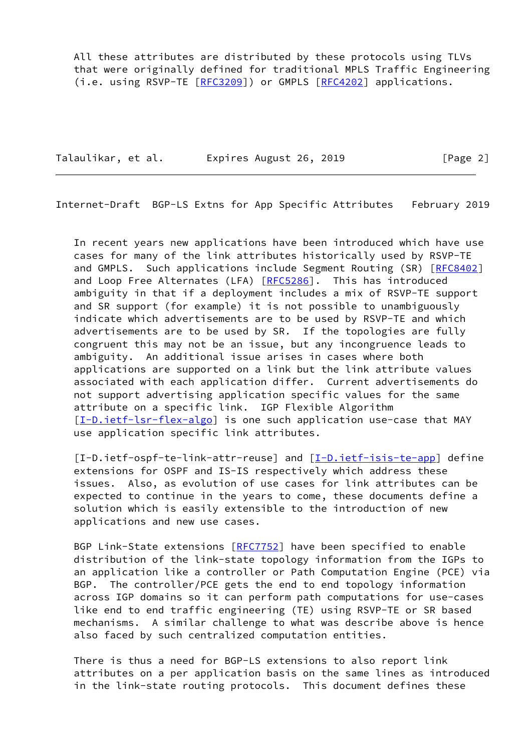All these attributes are distributed by these protocols using TLVs that were originally defined for traditional MPLS Traffic Engineering (i.e. using RSVP-TE [RFC3209]) or GMPLS [RFC4202] applications.

In recent years new applications have been introduced which have use cases for many of the link attributes historically used by RSVP-TE and GMPLS. Such applications include Segment Routing (SR) [RFC8402] and Loop Free Alternates (LFA) [RFC5286]. This has introduced ambiguity in that if a deployment includes a mix of RSVP-TE support and SR support (for example) it is not possible to unambiguously indicate which advertisements are to be used by RSVP-TE and which advertisements are to be used by SR. If the topologies are fully congruent this may not be an issue, but any incongruence leads to ambiguity. An additional issue arises in cases where both applications are supported on a link but the link attribute values associated with each application differ. Current advertisements do not support advertising application specific values for the same attribute on a specific link. IGP Flexible Algorithm [I-D.ietf-lsr-flex-algo] is one such application use-case that MAY use application specific link attributes.

[I-D.ietf-ospf-te-link-attr-reuse] and [I-D.ietf-isis-te-app] define extensions for OSPF and IS-IS respectively which address these issues. Also, as evolution of use cases for link attributes can be expected to continue in the years to come, these documents define a solution which is easily extensible to the introduction of new applications and new use cases.

BGP Link-State extensions [RFC7752] have been specified to enable distribution of the link-state topology information from the IGPs to an application like a controller or Path Computation Engine (PCE) via BGP. The controller/PCE gets the end to end topology information across IGP domains so it can perform path computations for use-cases like end to end traffic engineering (TE) using RSVP-TE or SR based mechanisms. A similar challenge to what was describe above is hence also faced by such centralized computation entities.

There is thus a need for BGP-LS extensions to also report link attributes on a per application basis on the same lines as introduced in the link-state routing protocols. This document defines these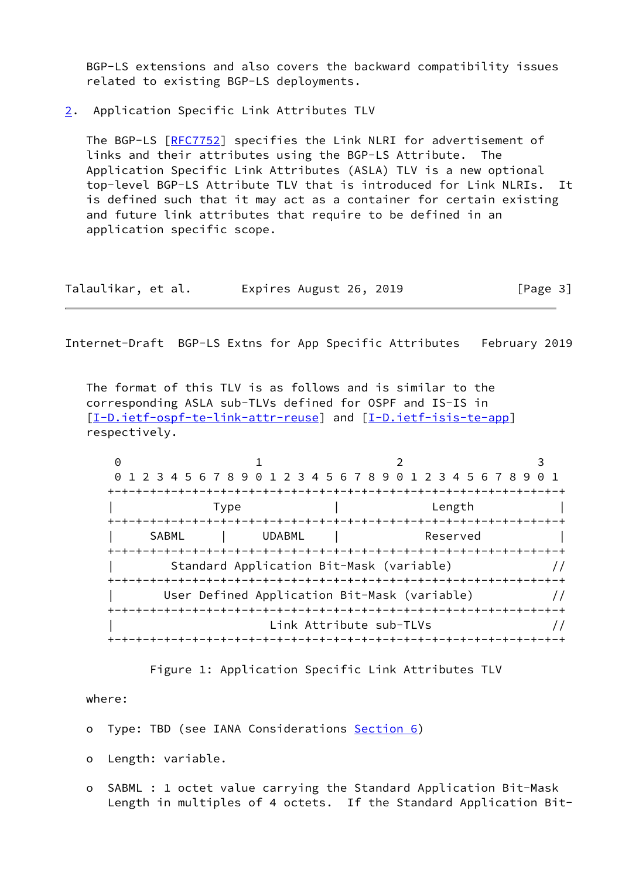BGP-LS extensions and also covers the backward compatibility issues related to existing BGP-LS deployments.

## 2. Application Specific Link Attributes TLV

The BGP-LS [RFC7752] specifies the Link NLRI for advertisement of links and their attributes using the BGP-LS Attribute. The Application Specific Link Attributes (ASLA) TLV is a new optional top-level BGP-LS Attribute TLV that is introduced for Link NLRIs. It is defined such that it may act as a container for certain existing and future link attributes that require to be defined in an application specific scope.

The format of this TLV is as follows and is similar to the corresponding ASLA sub-TLVs defined for OSPF and IS-IS in [I-D.ietf-ospf-te-link-attr-reuse] and [I-D.ietf-isis-te-app] respectively.

```
 0                   1                   2                   3
 0 1 2 3 4 5 6 7 8 9 0 1 2 3 4 5 6 7 8 9 0 1 2 3 4 5 6 7 8 9 0 1
+-+-+-+-+-+-+-+-+-+-+-+-+-+-+-+-+-+-+-+-+-+-+-+-+-+-+-+-+-+-+-+-+
|              Type             |            Length             |
+-+-+-+-+-+-+-+-+-+-+-+-+-+-+-+-+-+-+-+-+-+-+-+-+-+-+-+-+-+-+-+-+
|     SABML     |    UDABML     |            Reserved           |
+-+-+-+-+-+-+-+-+-+-+-+-+-+-+-+-+-+-+-+-+-+-+-+-+-+-+-+-+-+-+-+-+
|        Standard Application Bit-Mask (variable)             //
+-+-+-+-+-+-+-+-+-+-+-+-+-+-+-+-+-+-+-+-+-+-+-+-+-+-+-+-+-+-+-+-+
|       User Defined Application Bit-Mask (variable)          //
+-+-+-+-+-+-+-+-+-+-+-+-+-+-+-+-+-+-+-+-+-+-+-+-+-+-+-+-+-+-+-+-+
|                      Link Attribute sub-TLVs                //
+-+-+-+-+-+-+-+-+-+-+-+-+-+-+-+-+-+-+-+-+-+-+-+-+-+-+-+-+-+-+-+-+
```

Figure 1: Application Specific Link Attributes TLV

where:

- Type: TBD (see IANA Considerations Section 6)
- Length: variable.
- SABML : 1 octet value carrying the Standard Application Bit-Mask Length in multiples of 4 octets. If the Standard Application Bit-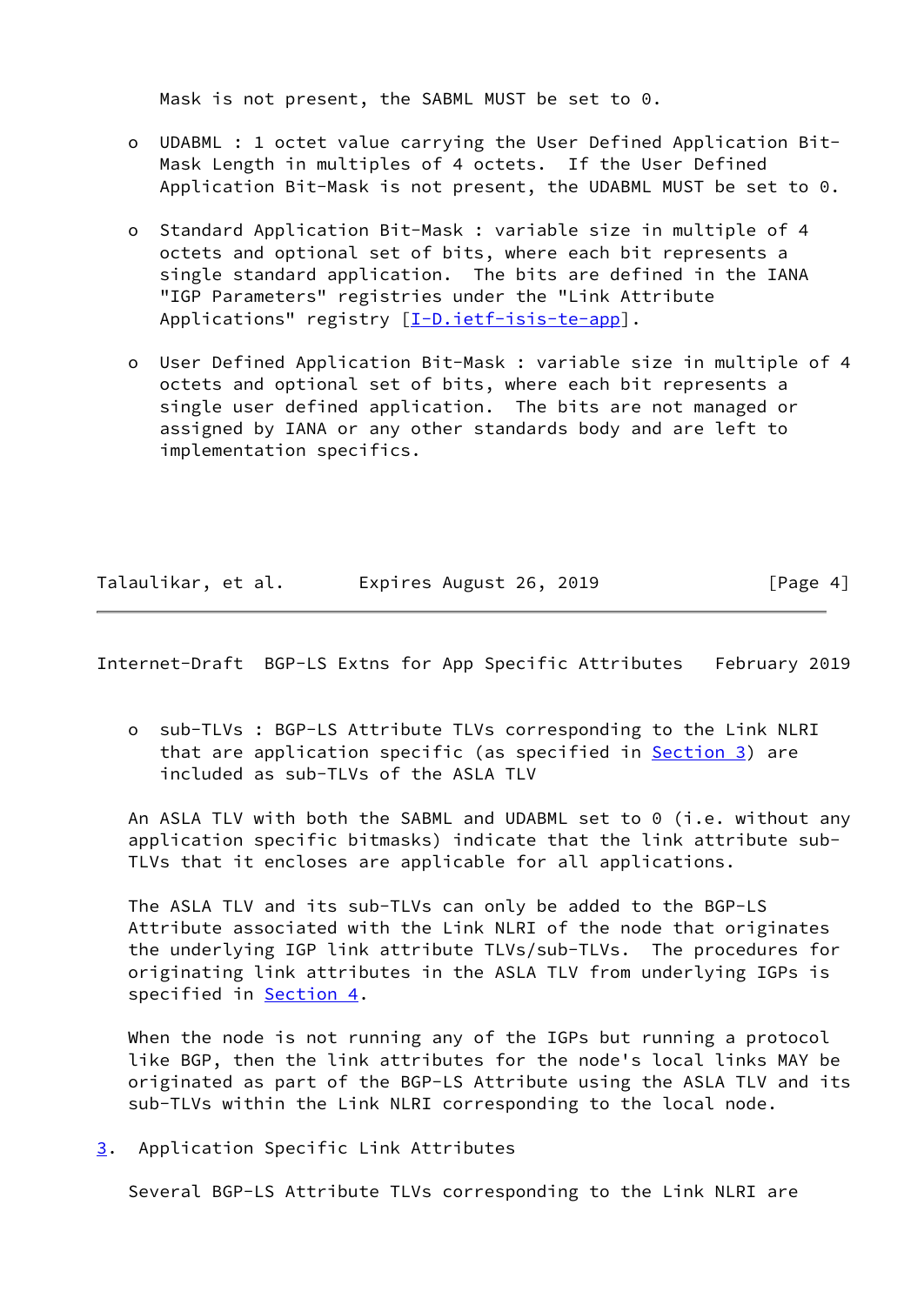Mask is not present, the SABML MUST be set to 0.

- UDABML : 1 octet value carrying the User Defined Application Bit-Mask Length in multiples of 4 octets. If the User Defined Application Bit-Mask is not present, the UDABML MUST be set to 0.

- Standard Application Bit-Mask : variable size in multiple of 4 octets and optional set of bits, where each bit represents a single standard application. The bits are defined in the IANA "IGP Parameters" registries under the "Link Attribute Applications" registry [I-D.ietf-isis-te-app].

- User Defined Application Bit-Mask : variable size in multiple of 4 octets and optional set of bits, where each bit represents a single user defined application. The bits are not managed or assigned by IANA or any other standards body and are left to implementation specifics.

- sub-TLVs : BGP-LS Attribute TLVs corresponding to the Link NLRI that are application specific (as specified in Section 3) are included as sub-TLVs of the ASLA TLV

An ASLA TLV with both the SABML and UDABML set to 0 (i.e. without any application specific bitmasks) indicate that the link attribute sub-TLVs that it encloses are applicable for all applications.

The ASLA TLV and its sub-TLVs can only be added to the BGP-LS Attribute associated with the Link NLRI of the node that originates the underlying IGP link attribute TLVs/sub-TLVs. The procedures for originating link attributes in the ASLA TLV from underlying IGPs is specified in Section 4.

When the node is not running any of the IGPs but running a protocol like BGP, then the link attributes for the node's local links MAY be originated as part of the BGP-LS Attribute using the ASLA TLV and its sub-TLVs within the Link NLRI corresponding to the local node.

## 3. Application Specific Link Attributes

Several BGP-LS Attribute TLVs corresponding to the Link NLRI are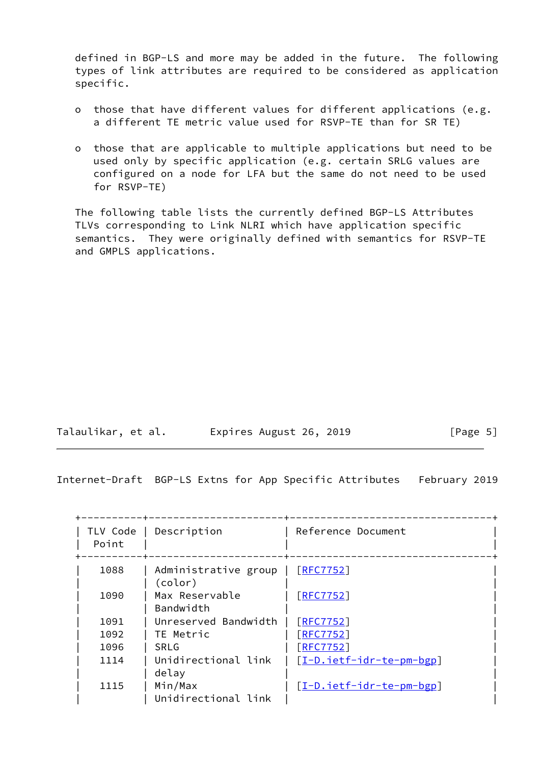defined in BGP-LS and more may be added in the future. The following types of link attributes are required to be considered as application specific.

- those that have different values for different applications (e.g. a different TE metric value used for RSVP-TE than for SR TE)

- those that are applicable to multiple applications but need to be used only by specific application (e.g. certain SRLG values are configured on a node for LFA but the same do not need to be used for RSVP-TE)

The following table lists the currently defined BGP-LS Attributes TLVs corresponding to Link NLRI which have application specific semantics. They were originally defined with semantics for RSVP-TE and GMPLS applications.

| TLV Code Point | Description | Reference Document |
|---|---|---|
| 1088 | Administrative group (color) | [RFC7752] |
| 1090 | Max Reservable Bandwidth | [RFC7752] |
| 1091 | Unreserved Bandwidth | [RFC7752] |
| 1092 | TE Metric | [RFC7752] |
| 1096 | SRLG | [RFC7752] |
| 1114 | Unidirectional link delay | [I-D.ietf-idr-te-pm-bgp] |
| 1115 | Min/Max Unidirectional link | [I-D.ietf-idr-te-pm-bgp] |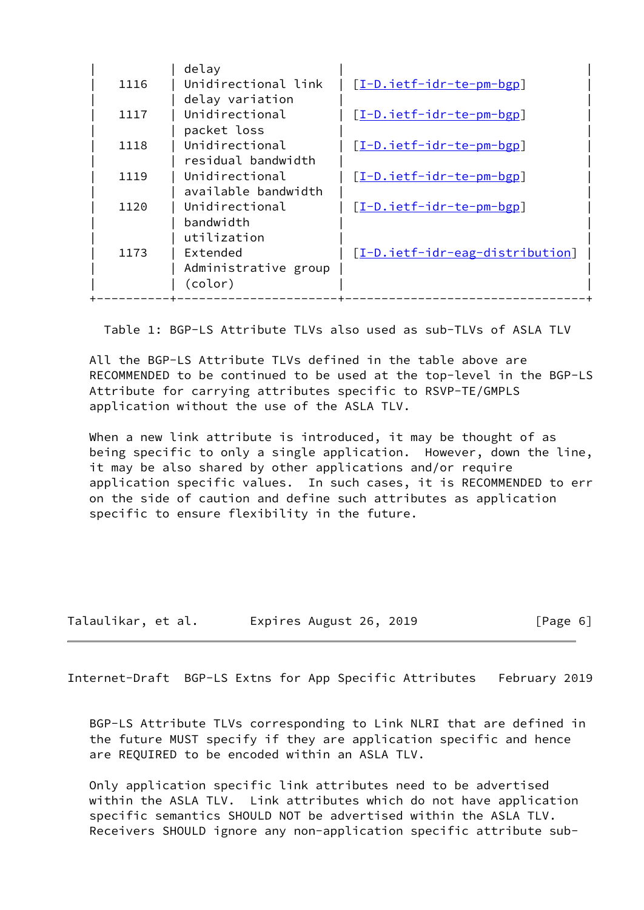| | | |
|---|---|---|
| | delay | |
| 1116 | Unidirectional link delay variation | [I-D.ietf-idr-te-pm-bgp] |
| 1117 | Unidirectional packet loss | [I-D.ietf-idr-te-pm-bgp] |
| 1118 | Unidirectional residual bandwidth | [I-D.ietf-idr-te-pm-bgp] |
| 1119 | Unidirectional available bandwidth | [I-D.ietf-idr-te-pm-bgp] |
| 1120 | Unidirectional bandwidth utilization | [I-D.ietf-idr-te-pm-bgp] |
| 1173 | Extended Administrative group (color) | [I-D.ietf-idr-eag-distribution] |

Table 1: BGP-LS Attribute TLVs also used as sub-TLVs of ASLA TLV

All the BGP-LS Attribute TLVs defined in the table above are RECOMMENDED to be continued to be used at the top-level in the BGP-LS Attribute for carrying attributes specific to RSVP-TE/GMPLS application without the use of the ASLA TLV.

When a new link attribute is introduced, it may be thought of as being specific to only a single application. However, down the line, it may be also shared by other applications and/or require application specific values. In such cases, it is RECOMMENDED to err on the side of caution and define such attributes as application specific to ensure flexibility in the future.

BGP-LS Attribute TLVs corresponding to Link NLRI that are defined in the future MUST specify if they are application specific and hence are REQUIRED to be encoded within an ASLA TLV.

Only application specific link attributes need to be advertised within the ASLA TLV. Link attributes which do not have application specific semantics SHOULD NOT be advertised within the ASLA TLV. Receivers SHOULD ignore any non-application specific attribute sub-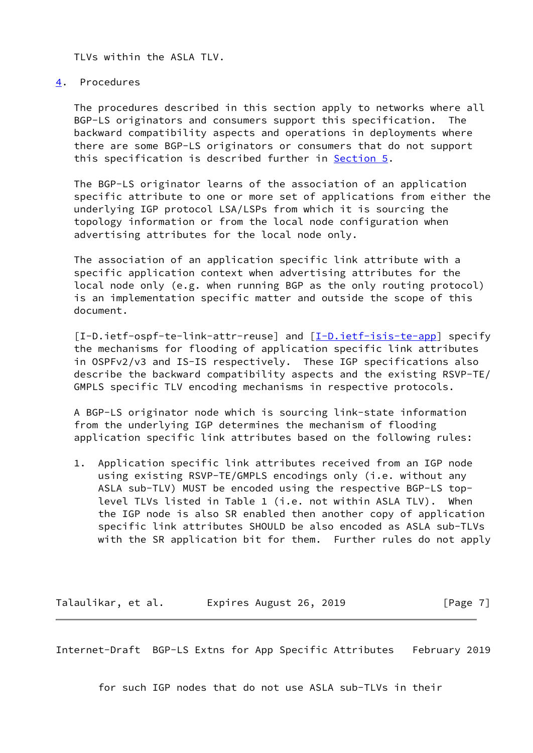TLVs within the ASLA TLV.

## 4. Procedures

The procedures described in this section apply to networks where all BGP-LS originators and consumers support this specification. The backward compatibility aspects and operations in deployments where there are some BGP-LS originators or consumers that do not support this specification is described further in Section 5.

The BGP-LS originator learns of the association of an application specific attribute to one or more set of applications from either the underlying IGP protocol LSA/LSPs from which it is sourcing the topology information or from the local node configuration when advertising attributes for the local node only.

The association of an application specific link attribute with a specific application context when advertising attributes for the local node only (e.g. when running BGP as the only routing protocol) is an implementation specific matter and outside the scope of this document.

[I-D.ietf-ospf-te-link-attr-reuse] and [I-D.ietf-isis-te-app] specify the mechanisms for flooding of application specific link attributes in OSPFv2/v3 and IS-IS respectively. These IGP specifications also describe the backward compatibility aspects and the existing RSVP-TE/GMPLS specific TLV encoding mechanisms in respective protocols.

A BGP-LS originator node which is sourcing link-state information from the underlying IGP determines the mechanism of flooding application specific link attributes based on the following rules:

1. Application specific link attributes received from an IGP node using existing RSVP-TE/GMPLS encodings only (i.e. without any ASLA sub-TLV) MUST be encoded using the respective BGP-LS top-level TLVs listed in Table 1 (i.e. not within ASLA TLV). When the IGP node is also SR enabled then another copy of application specific link attributes SHOULD be also encoded as ASLA sub-TLVs with the SR application bit for them. Further rules do not apply for such IGP nodes that do not use ASLA sub-TLVs in their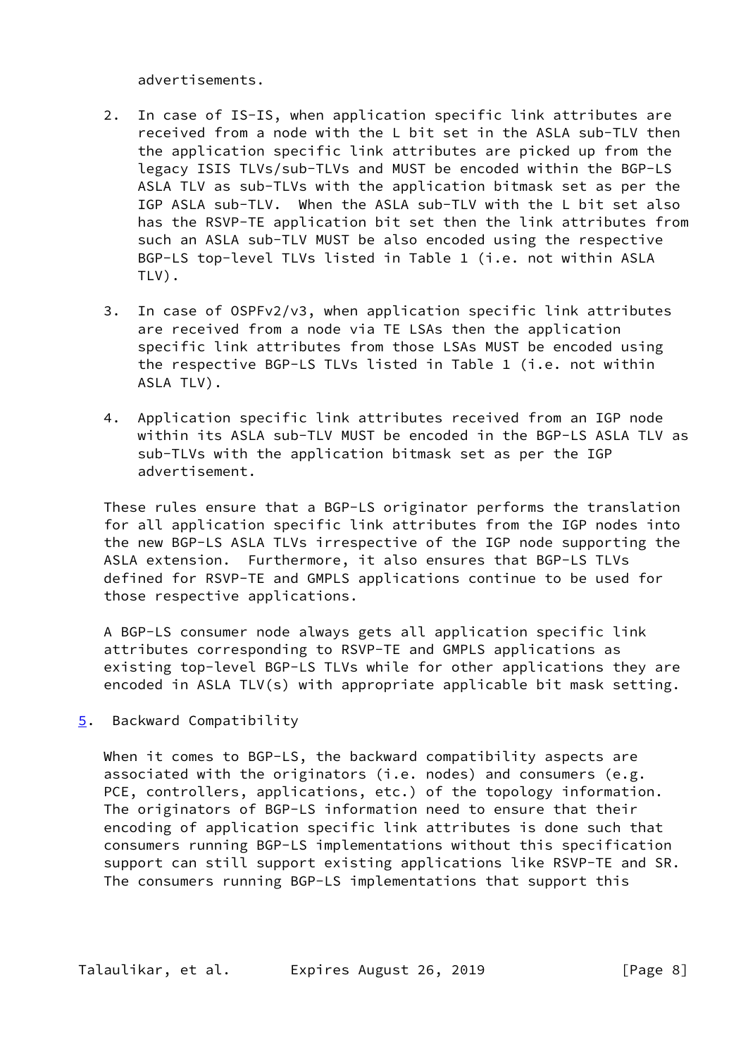advertisements.

2. In case of IS-IS, when application specific link attributes are received from a node with the L bit set in the ASLA sub-TLV then the application specific link attributes are picked up from the legacy ISIS TLVs/sub-TLVs and MUST be encoded within the BGP-LS ASLA TLV as sub-TLVs with the application bitmask set as per the IGP ASLA sub-TLV. When the ASLA sub-TLV with the L bit set also has the RSVP-TE application bit set then the link attributes from such an ASLA sub-TLV MUST be also encoded using the respective BGP-LS top-level TLVs listed in Table 1 (i.e. not within ASLA TLV).

3. In case of OSPFv2/v3, when application specific link attributes are received from a node via TE LSAs then the application specific link attributes from those LSAs MUST be encoded using the respective BGP-LS TLVs listed in Table 1 (i.e. not within ASLA TLV).

4. Application specific link attributes received from an IGP node within its ASLA sub-TLV MUST be encoded in the BGP-LS ASLA TLV as sub-TLVs with the application bitmask set as per the IGP advertisement.

These rules ensure that a BGP-LS originator performs the translation for all application specific link attributes from the IGP nodes into the new BGP-LS ASLA TLVs irrespective of the IGP node supporting the ASLA extension. Furthermore, it also ensures that BGP-LS TLVs defined for RSVP-TE and GMPLS applications continue to be used for those respective applications.

A BGP-LS consumer node always gets all application specific link attributes corresponding to RSVP-TE and GMPLS applications as existing top-level BGP-LS TLVs while for other applications they are encoded in ASLA TLV(s) with appropriate applicable bit mask setting.

## 5. Backward Compatibility

When it comes to BGP-LS, the backward compatibility aspects are associated with the originators (i.e. nodes) and consumers (e.g. PCE, controllers, applications, etc.) of the topology information. The originators of BGP-LS information need to ensure that their encoding of application specific link attributes is done such that consumers running BGP-LS implementations without this specification support can still support existing applications like RSVP-TE and SR. The consumers running BGP-LS implementations that support this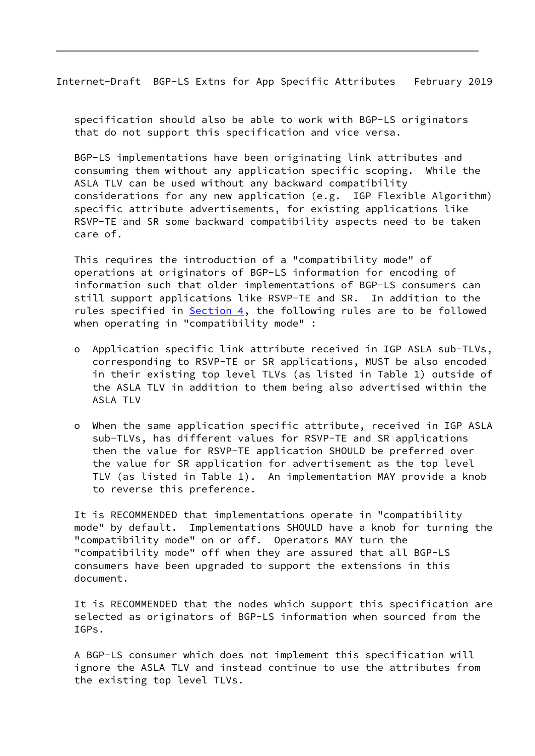specification should also be able to work with BGP-LS originators that do not support this specification and vice versa.

BGP-LS implementations have been originating link attributes and consuming them without any application specific scoping. While the ASLA TLV can be used without any backward compatibility considerations for any new application (e.g. IGP Flexible Algorithm) specific attribute advertisements, for existing applications like RSVP-TE and SR some backward compatibility aspects need to be taken care of.

This requires the introduction of a "compatibility mode" of operations at originators of BGP-LS information for encoding of information such that older implementations of BGP-LS consumers can still support applications like RSVP-TE and SR. In addition to the rules specified in Section 4, the following rules are to be followed when operating in "compatibility mode" :

- Application specific link attribute received in IGP ASLA sub-TLVs, corresponding to RSVP-TE or SR applications, MUST be also encoded in their existing top level TLVs (as listed in Table 1) outside of the ASLA TLV in addition to them being also advertised within the ASLA TLV

- When the same application specific attribute, received in IGP ASLA sub-TLVs, has different values for RSVP-TE and SR applications then the value for RSVP-TE application SHOULD be preferred over the value for SR application for advertisement as the top level TLV (as listed in Table 1). An implementation MAY provide a knob to reverse this preference.

It is RECOMMENDED that implementations operate in "compatibility mode" by default. Implementations SHOULD have a knob for turning the "compatibility mode" on or off. Operators MAY turn the "compatibility mode" off when they are assured that all BGP-LS consumers have been upgraded to support the extensions in this document.

It is RECOMMENDED that the nodes which support this specification are selected as originators of BGP-LS information when sourced from the IGPs.

A BGP-LS consumer which does not implement this specification will ignore the ASLA TLV and instead continue to use the attributes from the existing top level TLVs.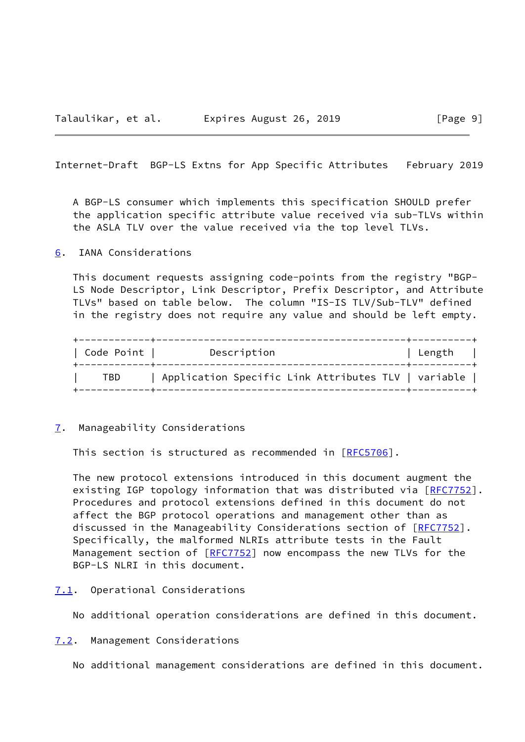A BGP-LS consumer which implements this specification SHOULD prefer the application specific attribute value received via sub-TLVs within the ASLA TLV over the value received via the top level TLVs.

## 6. IANA Considerations

This document requests assigning code-points from the registry "BGP-LS Node Descriptor, Link Descriptor, Prefix Descriptor, and Attribute TLVs" based on table below. The column "IS-IS TLV/Sub-TLV" defined in the registry does not require any value and should be left empty.

| Code Point | Description | Length |
|---|---|---|
| TBD | Application Specific Link Attributes TLV | variable |

## 7. Manageability Considerations

This section is structured as recommended in [RFC5706].

The new protocol extensions introduced in this document augment the existing IGP topology information that was distributed via [RFC7752]. Procedures and protocol extensions defined in this document do not affect the BGP protocol operations and management other than as discussed in the Manageability Considerations section of [RFC7752]. Specifically, the malformed NLRIs attribute tests in the Fault Management section of [RFC7752] now encompass the new TLVs for the BGP-LS NLRI in this document.

### 7.1. Operational Considerations

No additional operation considerations are defined in this document.

### 7.2. Management Considerations

No additional management considerations are defined in this document.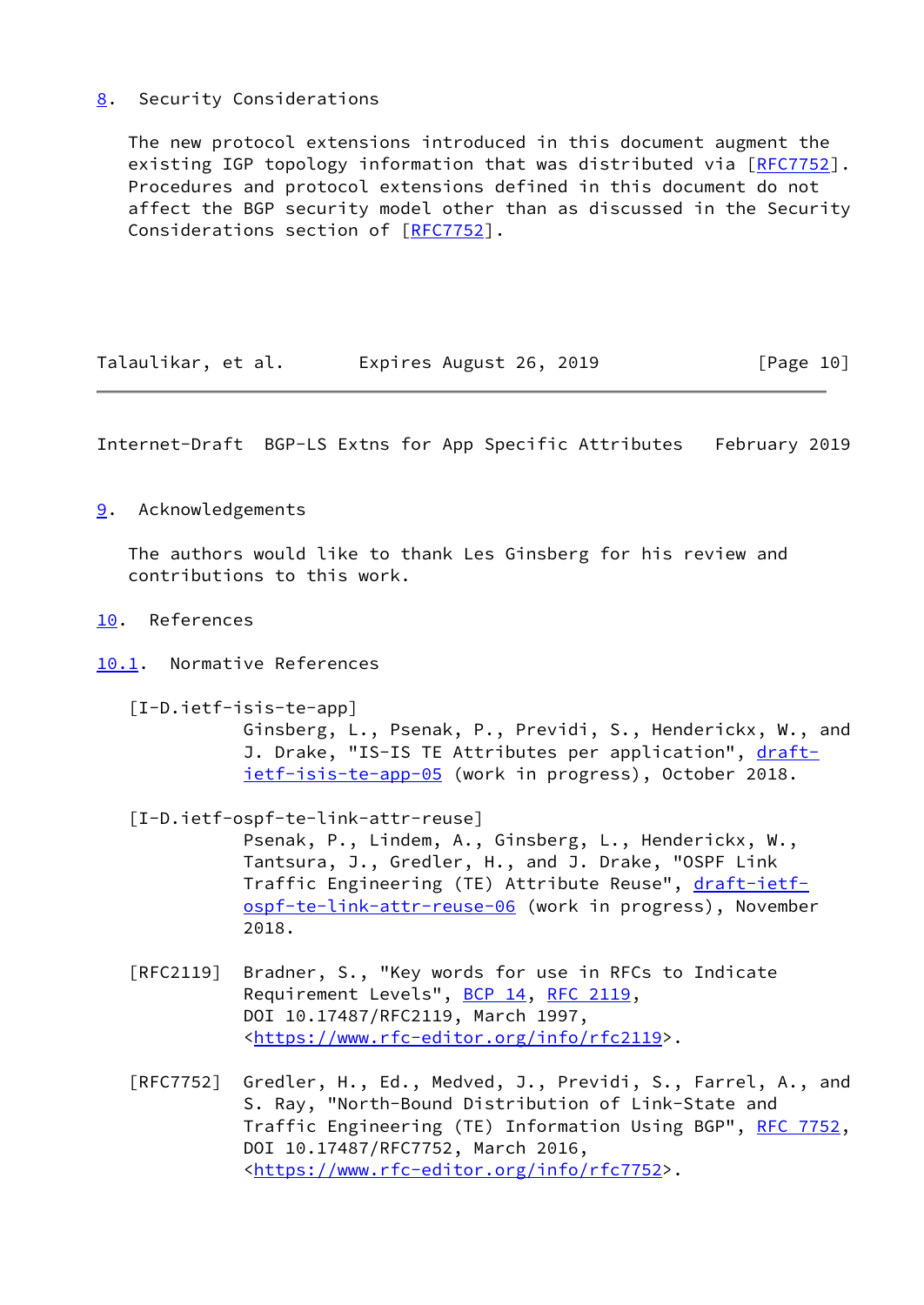## 8. Security Considerations

The new protocol extensions introduced in this document augment the existing IGP topology information that was distributed via [RFC7752]. Procedures and protocol extensions defined in this document do not affect the BGP security model other than as discussed in the Security Considerations section of [RFC7752].

## 9. Acknowledgements

The authors would like to thank Les Ginsberg for his review and contributions to this work.

## 10. References

### 10.1. Normative References

[I-D.ietf-isis-te-app]
Ginsberg, L., Psenak, P., Previdi, S., Henderickx, W., and J. Drake, "IS-IS TE Attributes per application", draft-ietf-isis-te-app-05 (work in progress), October 2018.

[I-D.ietf-ospf-te-link-attr-reuse]
Psenak, P., Lindem, A., Ginsberg, L., Henderickx, W., Tantsura, J., Gredler, H., and J. Drake, "OSPF Link Traffic Engineering (TE) Attribute Reuse", draft-ietf-ospf-te-link-attr-reuse-06 (work in progress), November 2018.

[RFC2119] Bradner, S., "Key words for use in RFCs to Indicate Requirement Levels", BCP 14, RFC 2119, DOI 10.17487/RFC2119, March 1997, <https://www.rfc-editor.org/info/rfc2119>.

[RFC7752] Gredler, H., Ed., Medved, J., Previdi, S., Farrel, A., and S. Ray, "North-Bound Distribution of Link-State and Traffic Engineering (TE) Information Using BGP", RFC 7752, DOI 10.17487/RFC7752, March 2016, <https://www.rfc-editor.org/info/rfc7752>.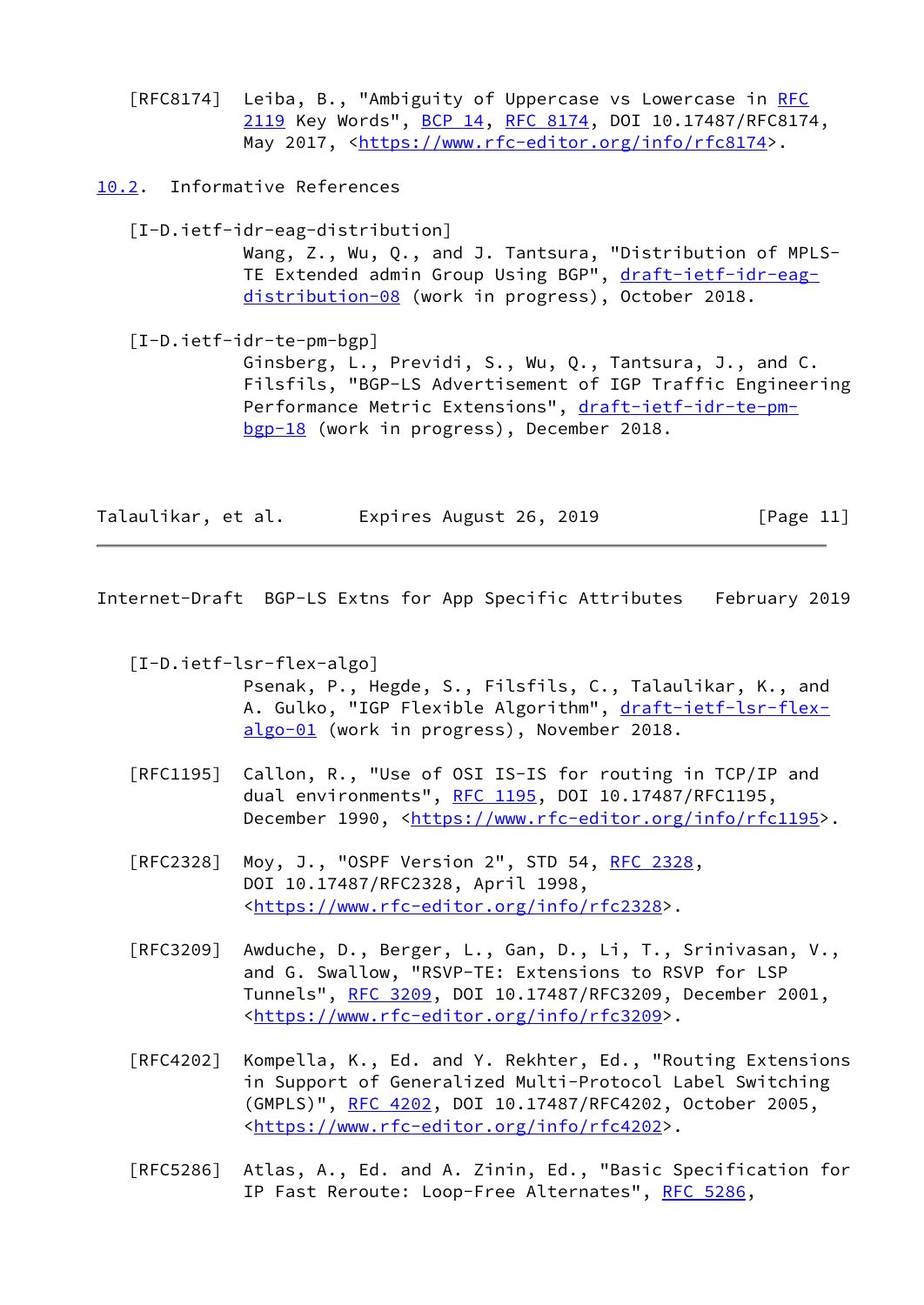[RFC8174] Leiba, B., "Ambiguity of Uppercase vs Lowercase in RFC 2119 Key Words", BCP 14, RFC 8174, DOI 10.17487/RFC8174, May 2017, <https://www.rfc-editor.org/info/rfc8174>.

### 10.2. Informative References

[I-D.ietf-idr-eag-distribution]
Wang, Z., Wu, Q., and J. Tantsura, "Distribution of MPLS-TE Extended admin Group Using BGP", draft-ietf-idr-eag-distribution-08 (work in progress), October 2018.

[I-D.ietf-idr-te-pm-bgp]
Ginsberg, L., Previdi, S., Wu, Q., Tantsura, J., and C. Filsfils, "BGP-LS Advertisement of IGP Traffic Engineering Performance Metric Extensions", draft-ietf-idr-te-pm-bgp-18 (work in progress), December 2018.

[I-D.ietf-lsr-flex-algo]
Psenak, P., Hegde, S., Filsfils, C., Talaulikar, K., and A. Gulko, "IGP Flexible Algorithm", draft-ietf-lsr-flex-algo-01 (work in progress), November 2018.

[RFC1195] Callon, R., "Use of OSI IS-IS for routing in TCP/IP and dual environments", RFC 1195, DOI 10.17487/RFC1195, December 1990, <https://www.rfc-editor.org/info/rfc1195>.

[RFC2328] Moy, J., "OSPF Version 2", STD 54, RFC 2328, DOI 10.17487/RFC2328, April 1998, <https://www.rfc-editor.org/info/rfc2328>.

[RFC3209] Awduche, D., Berger, L., Gan, D., Li, T., Srinivasan, V., and G. Swallow, "RSVP-TE: Extensions to RSVP for LSP Tunnels", RFC 3209, DOI 10.17487/RFC3209, December 2001, <https://www.rfc-editor.org/info/rfc3209>.

[RFC4202] Kompella, K., Ed. and Y. Rekhter, Ed., "Routing Extensions in Support of Generalized Multi-Protocol Label Switching (GMPLS)", RFC 4202, DOI 10.17487/RFC4202, October 2005, <https://www.rfc-editor.org/info/rfc4202>.

[RFC5286] Atlas, A., Ed. and A. Zinin, Ed., "Basic Specification for IP Fast Reroute: Loop-Free Alternates", RFC 5286,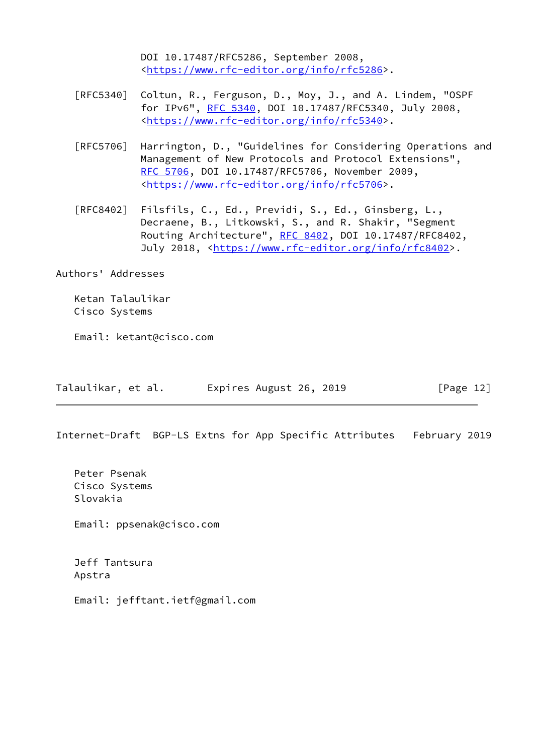DOI 10.17487/RFC5286, September 2008, <https://www.rfc-editor.org/info/rfc5286>.

[RFC5340] Coltun, R., Ferguson, D., Moy, J., and A. Lindem, "OSPF for IPv6", RFC 5340, DOI 10.17487/RFC5340, July 2008, <https://www.rfc-editor.org/info/rfc5340>.

[RFC5706] Harrington, D., "Guidelines for Considering Operations and Management of New Protocols and Protocol Extensions", RFC 5706, DOI 10.17487/RFC5706, November 2009, <https://www.rfc-editor.org/info/rfc5706>.

[RFC8402] Filsfils, C., Ed., Previdi, S., Ed., Ginsberg, L., Decraene, B., Litkowski, S., and R. Shakir, "Segment Routing Architecture", RFC 8402, DOI 10.17487/RFC8402, July 2018, <https://www.rfc-editor.org/info/rfc8402>.

## Authors' Addresses

Ketan Talaulikar
Cisco Systems

Email: ketant@cisco.com

Peter Psenak
Cisco Systems
Slovakia

Email: ppsenak@cisco.com

Jeff Tantsura
Apstra

Email: jefftant.ietf@gmail.com